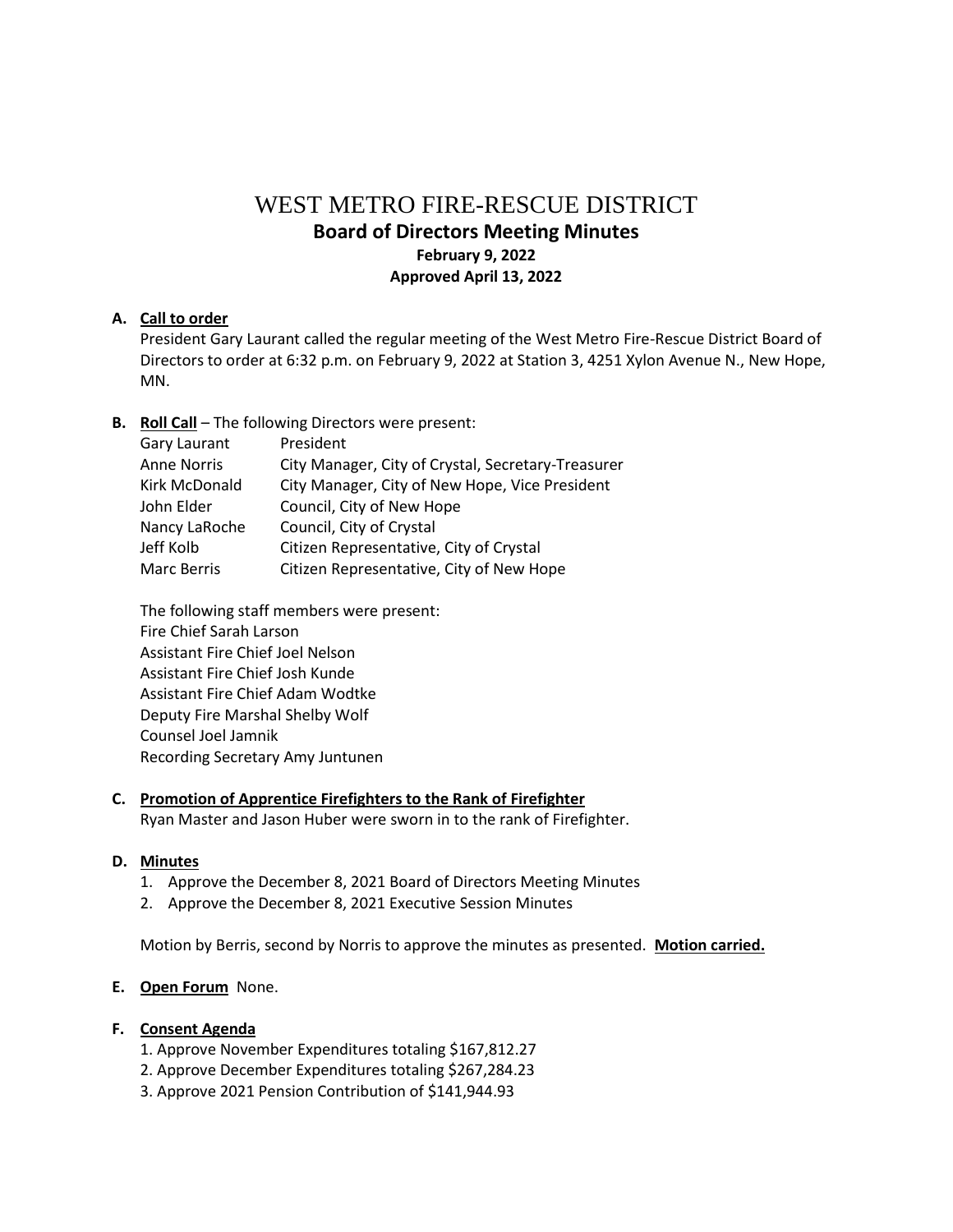# WEST METRO FIRE-RESCUE DISTRICT

## Board of Directors Meeting Minutes

**February 9, 2022**

**Approved April 13, 2022**

**A. Call to order**

President Gary Laurant called the regular meeting of the West Metro Fire-Rescue District Board of Directors to order at 6:32 p.m. on February 9, 2022 at Station 3, 4251 Xylon Avenue N., New Hope, MN.

**B. Roll Call** – The following Directors were present:

| | |
|---|---|
| Gary Laurant | President |
| Anne Norris | City Manager, City of Crystal, Secretary-Treasurer |
| Kirk McDonald | City Manager, City of New Hope, Vice President |
| John Elder | Council, City of New Hope |
| Nancy LaRoche | Council, City of Crystal |
| Jeff Kolb | Citizen Representative, City of Crystal |
| Marc Berris | Citizen Representative, City of New Hope |

The following staff members were present:
Fire Chief Sarah Larson
Assistant Fire Chief Joel Nelson
Assistant Fire Chief Josh Kunde
Assistant Fire Chief Adam Wodtke
Deputy Fire Marshal Shelby Wolf
Counsel Joel Jamnik
Recording Secretary Amy Juntunen

**C. Promotion of Apprentice Firefighters to the Rank of Firefighter**

Ryan Master and Jason Huber were sworn in to the rank of Firefighter.

**D. Minutes**

1. Approve the December 8, 2021 Board of Directors Meeting Minutes
2. Approve the December 8, 2021 Executive Session Minutes

Motion by Berris, second by Norris to approve the minutes as presented. **Motion carried.**

**E. Open Forum** None.

**F. Consent Agenda**

1. Approve November Expenditures totaling $167,812.27
2. Approve December Expenditures totaling $267,284.23
3. Approve 2021 Pension Contribution of $141,944.93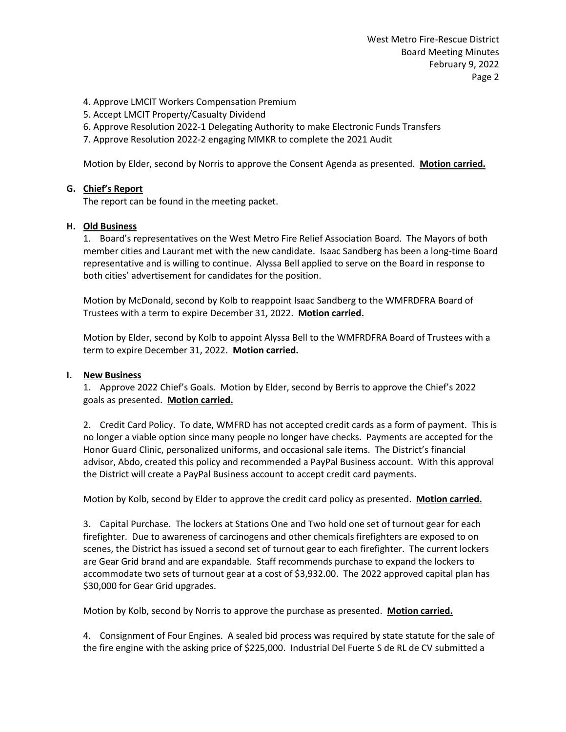4. Approve LMCIT Workers Compensation Premium
5. Accept LMCIT Property/Casualty Dividend
6. Approve Resolution 2022-1 Delegating Authority to make Electronic Funds Transfers
7. Approve Resolution 2022-2 engaging MMKR to complete the 2021 Audit

Motion by Elder, second by Norris to approve the Consent Agenda as presented. **Motion carried.**

**G. Chief's Report**

The report can be found in the meeting packet.

**H. Old Business**

1. Board's representatives on the West Metro Fire Relief Association Board. The Mayors of both member cities and Laurant met with the new candidate. Isaac Sandberg has been a long-time Board representative and is willing to continue. Alyssa Bell applied to serve on the Board in response to both cities' advertisement for candidates for the position.

Motion by McDonald, second by Kolb to reappoint Isaac Sandberg to the WMFRDFRA Board of Trustees with a term to expire December 31, 2022. **Motion carried.**

Motion by Elder, second by Kolb to appoint Alyssa Bell to the WMFRDFRA Board of Trustees with a term to expire December 31, 2022. **Motion carried.**

**I. New Business**

1. Approve 2022 Chief's Goals. Motion by Elder, second by Berris to approve the Chief's 2022 goals as presented. **Motion carried.**

2. Credit Card Policy. To date, WMFRD has not accepted credit cards as a form of payment. This is no longer a viable option since many people no longer have checks. Payments are accepted for the Honor Guard Clinic, personalized uniforms, and occasional sale items. The District's financial advisor, Abdo, created this policy and recommended a PayPal Business account. With this approval the District will create a PayPal Business account to accept credit card payments.

Motion by Kolb, second by Elder to approve the credit card policy as presented. **Motion carried.**

3. Capital Purchase. The lockers at Stations One and Two hold one set of turnout gear for each firefighter. Due to awareness of carcinogens and other chemicals firefighters are exposed to on scenes, the District has issued a second set of turnout gear to each firefighter. The current lockers are Gear Grid brand and are expandable. Staff recommends purchase to expand the lockers to accommodate two sets of turnout gear at a cost of $3,932.00. The 2022 approved capital plan has $30,000 for Gear Grid upgrades.

Motion by Kolb, second by Norris to approve the purchase as presented. **Motion carried.**

4. Consignment of Four Engines. A sealed bid process was required by state statute for the sale of the fire engine with the asking price of $225,000. Industrial Del Fuerte S de RL de CV submitted a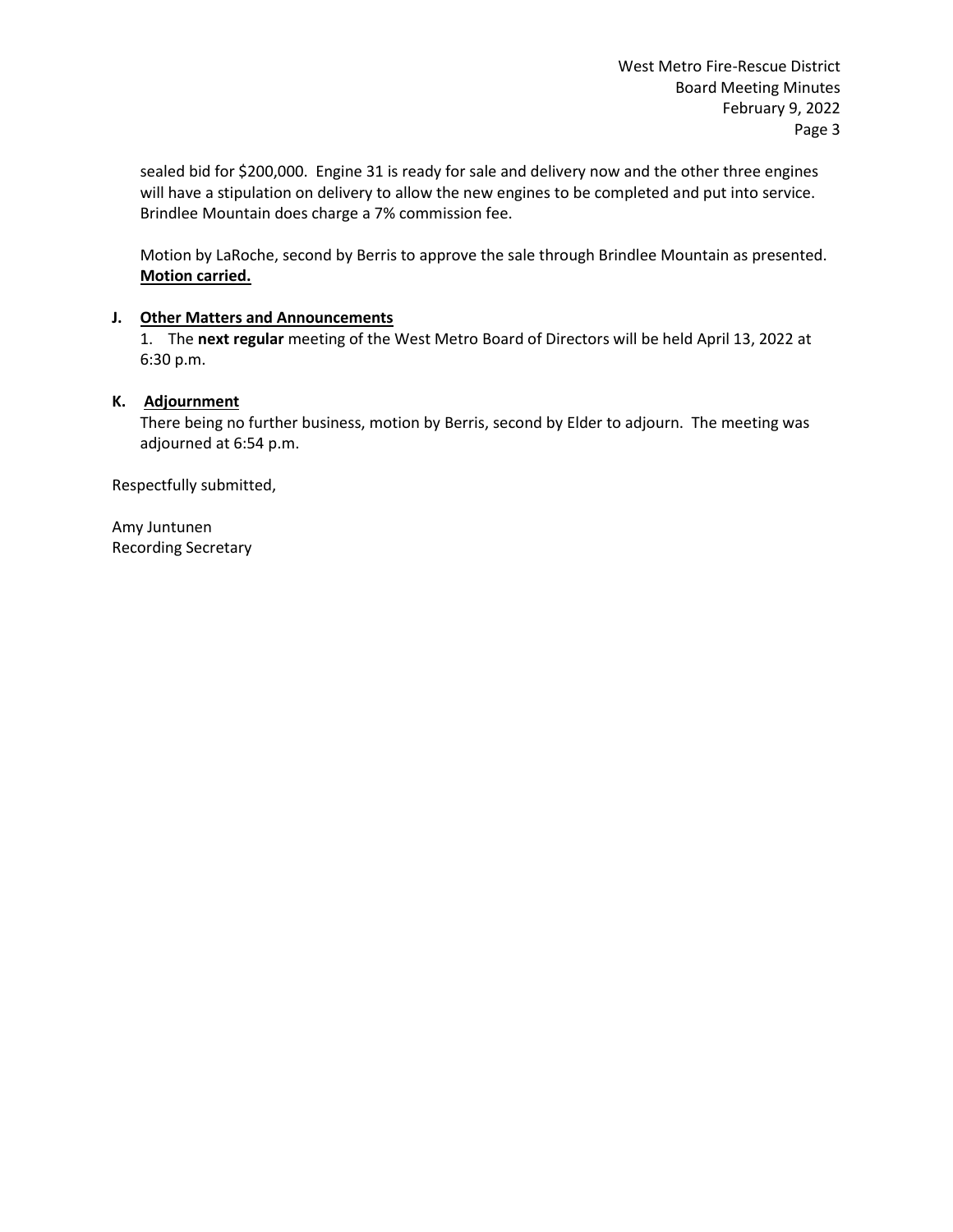sealed bid for $200,000. Engine 31 is ready for sale and delivery now and the other three engines will have a stipulation on delivery to allow the new engines to be completed and put into service. Brindlee Mountain does charge a 7% commission fee.

Motion by LaRoche, second by Berris to approve the sale through Brindlee Mountain as presented. **Motion carried.**

**J. Other Matters and Announcements**

1. The **next regular** meeting of the West Metro Board of Directors will be held April 13, 2022 at 6:30 p.m.

**K. Adjournment**

There being no further business, motion by Berris, second by Elder to adjourn. The meeting was adjourned at 6:54 p.m.

Respectfully submitted,

Amy Juntunen
Recording Secretary